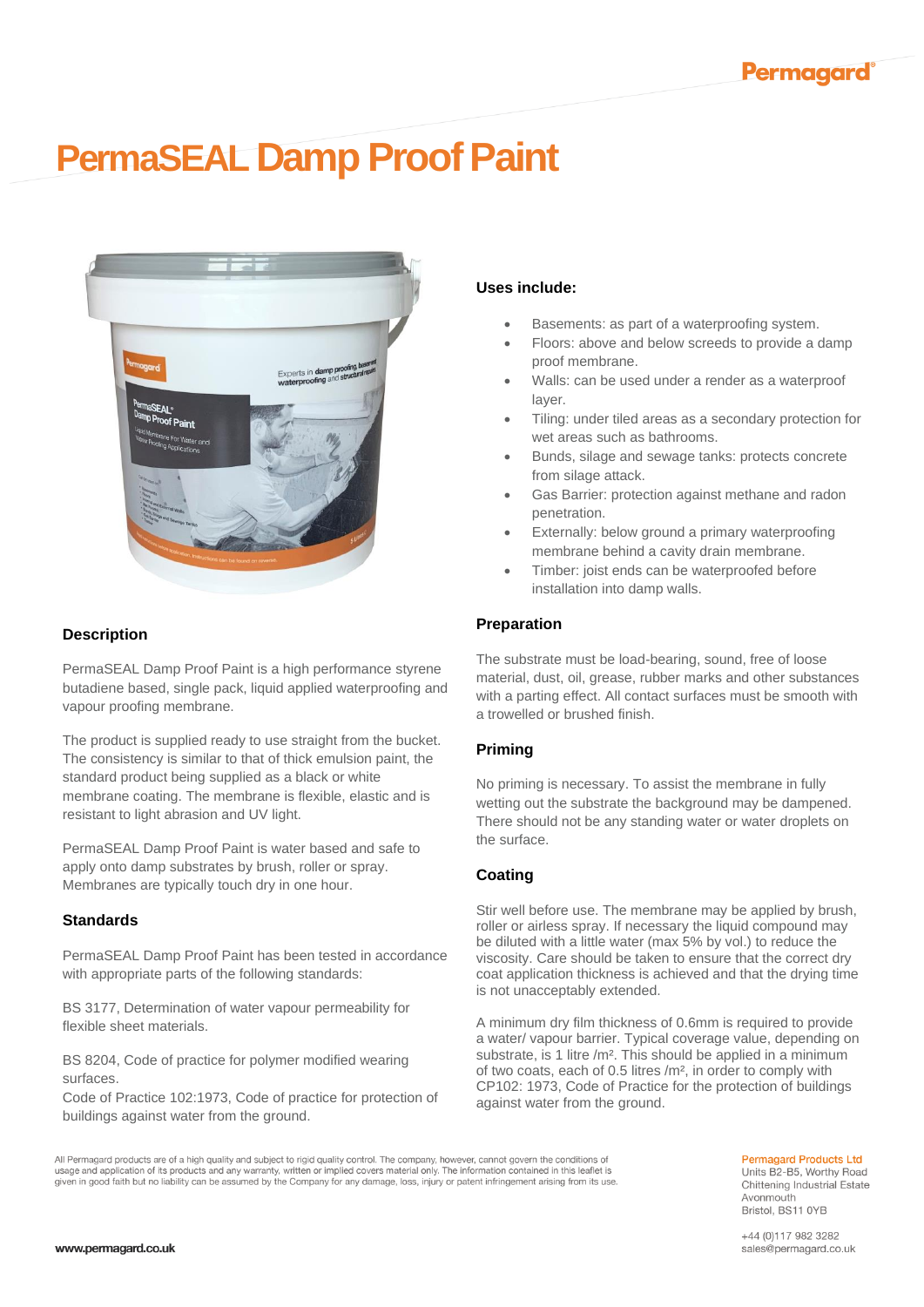Permagard

# PermaSEAL Damp Proof Paint

## Description

PermaSEAL Damp Proof Paint is a high performance styrene butadiene based, single pack, liquid applied waterproofing and vapour proofing membrane.

The product is supplied ready to use straight from the bucket. The consistency is similar to that of thick emulsion paint, the standard product being supplied as a black or white membrane coating. The membrane is flexible, elastic and is resistant to light abrasion and UV light.

PermaSEAL Damp Proof Paint is water based and safe to apply onto damp substrates by brush, roller or spray. Membranes are typically touch dry in one hour.

## Standards

PermaSEAL Damp Proof Paint has been tested in accordance with appropriate parts of the following standards:

BS 3177, Determination of water vapour permeability for flexible sheet materials.

BS 8204, Code of practice for polymer modified wearing surfaces.

Code of Practice 102:1973, Code of practice for protection of buildings against water from the ground.

## Uses include:

- Basements: as part of a waterproofing system.
- Floors: above and below screeds to provide a damp proof membrane.
- Walls: can be used under a render as a waterproof layer.
- Tiling: under tiled areas as a secondary protection for wet areas such as bathrooms.
- Bunds, silage and sewage tanks: protects concrete from silage attack.
- Gas Barrier: protection against methane and radon penetration.
- Externally: below ground a primary waterproofing membrane behind a cavity drain membrane.
- Timber: joist ends can be waterproofed before installation into damp walls.

## Preparation

The substrate must be load-bearing, sound, free of loose material, dust, oil, grease, rubber marks and other substances with a parting effect. All contact surfaces must be smooth with a trowelled or brushed finish.

## Priming

No priming is necessary. To assist the membrane in fully wetting out the substrate the background may be dampened. There should not be any standing water or water droplets on the surface.

## Coating

Stir well before use. The membrane may be applied by brush, roller or airless spray. If necessary the liquid compound may be diluted with a little water (max 5% by vol.) to reduce the viscosity. Care should be taken to ensure that the correct dry coat application thickness is achieved and that the drying time is not unacceptably extended.

A minimum dry film thickness of 0.6mm is required to provide a water/ vapour barrier. Typical coverage value, depending on substrate, is 1 litre /m². This should be applied in a minimum of two coats, each of 0.5 litres /m², in order to comply with CP102: 1973, Code of Practice for the protection of buildings against water from the ground.

All Permagard products are of a high quality and subject to rigid quality control. The company, however, cannot govern the conditions of usage and application of its products and any warranty, written or implied covers material only. The information contained in this leaflet is given in good faith but no liability can be assumed by the Company for any damage, loss, injury or patent infringement arising from its use.

Permagard Products Ltd
Units B2-B5, Worthy Road
Chittening Industrial Estate
Avonmouth
Bristol, BS11 0YB

+44 (0)117 982 3282
sales@permagard.co.uk

www.permagard.co.uk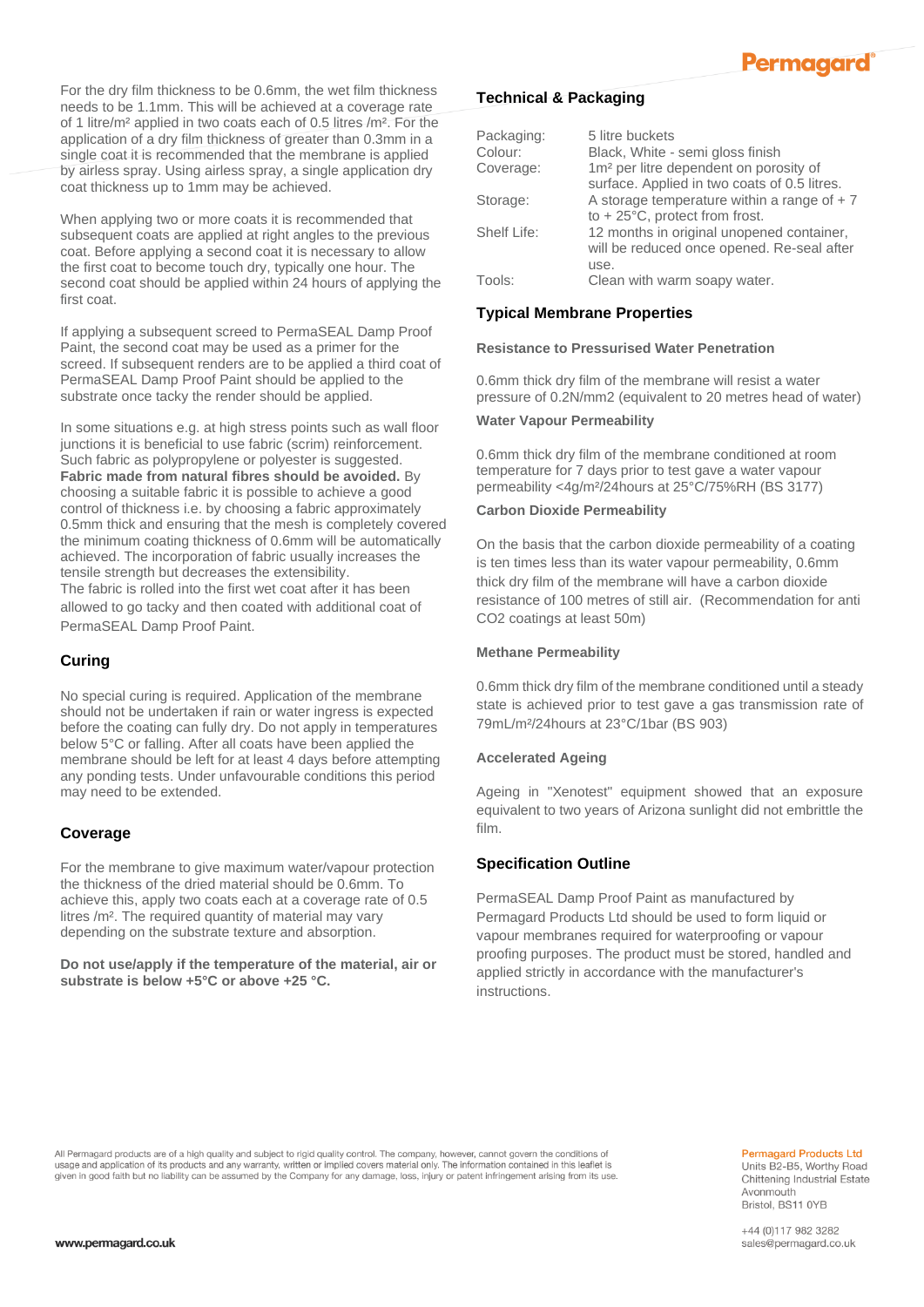For the dry film thickness to be 0.6mm, the wet film thickness needs to be 1.1mm. This will be achieved at a coverage rate of 1 litre/m² applied in two coats each of 0.5 litres /m². For the application of a dry film thickness of greater than 0.3mm in a single coat it is recommended that the membrane is applied by airless spray. Using airless spray, a single application dry coat thickness up to 1mm may be achieved.

When applying two or more coats it is recommended that subsequent coats are applied at right angles to the previous coat. Before applying a second coat it is necessary to allow the first coat to become touch dry, typically one hour. The second coat should be applied within 24 hours of applying the first coat.

If applying a subsequent screed to PermaSEAL Damp Proof Paint, the second coat may be used as a primer for the screed. If subsequent renders are to be applied a third coat of PermaSEAL Damp Proof Paint should be applied to the substrate once tacky the render should be applied.

In some situations e.g. at high stress points such as wall floor junctions it is beneficial to use fabric (scrim) reinforcement. Such fabric as polypropylene or polyester is suggested. **Fabric made from natural fibres should be avoided.** By choosing a suitable fabric it is possible to achieve a good control of thickness i.e. by choosing a fabric approximately 0.5mm thick and ensuring that the mesh is completely covered the minimum coating thickness of 0.6mm will be automatically achieved. The incorporation of fabric usually increases the tensile strength but decreases the extensibility.
The fabric is rolled into the first wet coat after it has been allowed to go tacky and then coated with additional coat of PermaSEAL Damp Proof Paint.

## Curing

No special curing is required. Application of the membrane should not be undertaken if rain or water ingress is expected before the coating can fully dry. Do not apply in temperatures below 5°C or falling. After all coats have been applied the membrane should be left for at least 4 days before attempting any ponding tests. Under unfavourable conditions this period may need to be extended.

## Coverage

For the membrane to give maximum water/vapour protection the thickness of the dried material should be 0.6mm. To achieve this, apply two coats each at a coverage rate of 0.5 litres /m². The required quantity of material may vary depending on the substrate texture and absorption.

**Do not use/apply if the temperature of the material, air or substrate is below +5°C or above +25 °C.**

## Technical & Packaging

| | |
|---|---|
| Packaging: | 5 litre buckets |
| Colour: | Black, White - semi gloss finish |
| Coverage: | 1m² per litre dependent on porosity of surface. Applied in two coats of 0.5 litres. |
| Storage: | A storage temperature within a range of + 7 to + 25°C, protect from frost. |
| Shelf Life: | 12 months in original unopened container, will be reduced once opened. Re-seal after use. |
| Tools: | Clean with warm soapy water. |

## Typical Membrane Properties

### Resistance to Pressurised Water Penetration

0.6mm thick dry film of the membrane will resist a water pressure of 0.2N/mm2 (equivalent to 20 metres head of water)

### Water Vapour Permeability

0.6mm thick dry film of the membrane conditioned at room temperature for 7 days prior to test gave a water vapour permeability <4g/m²/24hours at 25°C/75%RH (BS 3177)

### Carbon Dioxide Permeability

On the basis that the carbon dioxide permeability of a coating is ten times less than its water vapour permeability, 0.6mm thick dry film of the membrane will have a carbon dioxide resistance of 100 metres of still air. (Recommendation for anti $CO_2$ coatings at least 50m)

### Methane Permeability

0.6mm thick dry film of the membrane conditioned until a steady state is achieved prior to test gave a gas transmission rate of 79mL/m²/24hours at 23°C/1bar (BS 903)

### Accelerated Ageing

Ageing in "Xenotest" equipment showed that an exposure equivalent to two years of Arizona sunlight did not embrittle the film.

## Specification Outline

PermaSEAL Damp Proof Paint as manufactured by Permagard Products Ltd should be used to form liquid or vapour membranes required for waterproofing or vapour proofing purposes. The product must be stored, handled and applied strictly in accordance with the manufacturer's instructions.

All Permagard products are of a high quality and subject to rigid quality control. The company, however, cannot govern the conditions of usage and application of its products and any warranty, written or implied covers material only. The information contained in this leaflet is given in good faith but no liability can be assumed by the Company for any damage, loss, injury or patent infringement arising from its use.

Permagard Products Ltd
Units B2-B5, Worthy Road
Chittening Industrial Estate
Avonmouth
Bristol, BS11 0YB

+44 (0)117 982 3282
sales@permagard.co.uk

www.permagard.co.uk